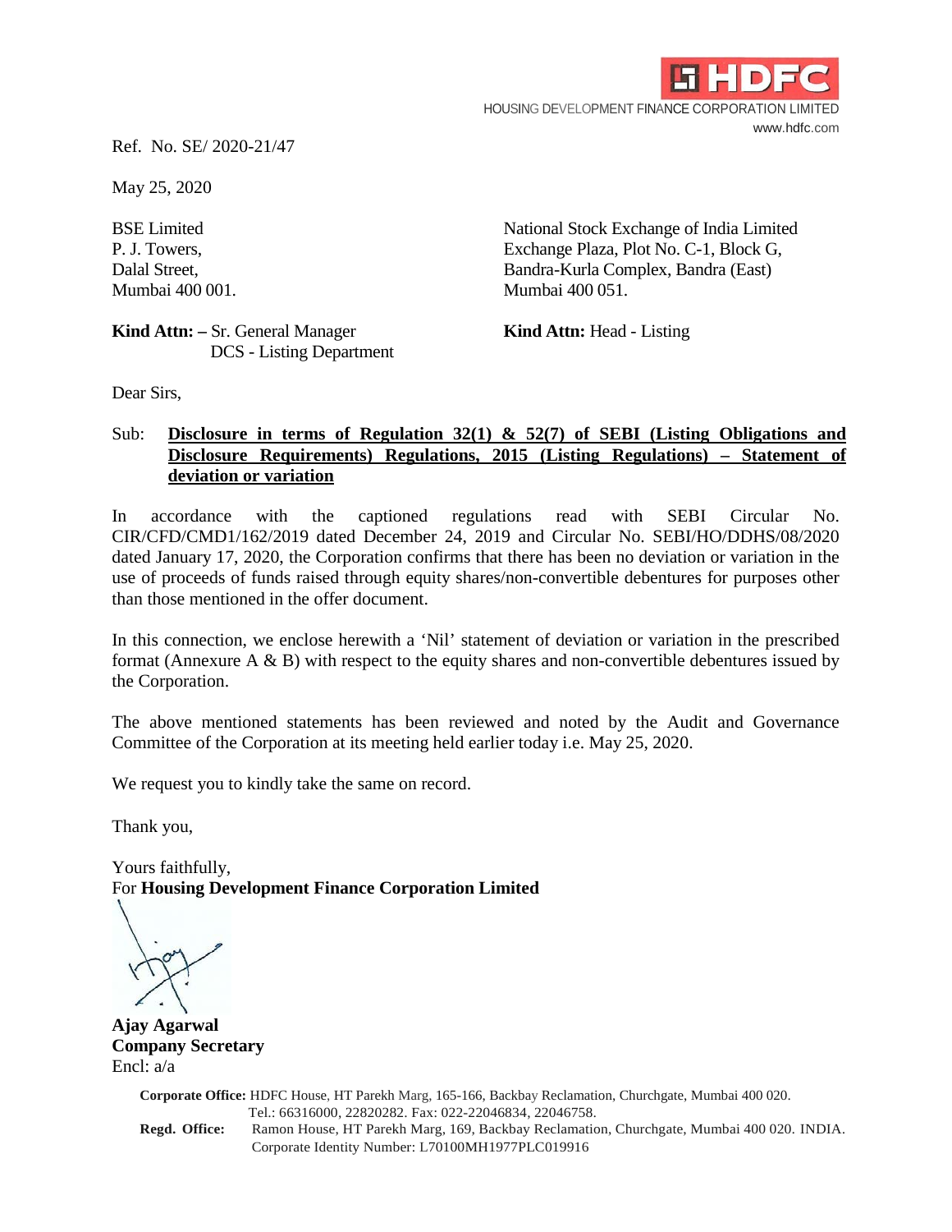**HDFC**

HOUSING DEVELOPMENT FINANCE CORPORATION LIMITED

www.hdfc.com

Ref. No. SE/ 2020-21/47

May 25, 2020

BSE Limited
P. J. Towers,
Dalal Street,
Mumbai 400 001.

**Kind Attn: –** Sr. General Manager
DCS - Listing Department

National Stock Exchange of India Limited
Exchange Plaza, Plot No. C-1, Block G,
Bandra-Kurla Complex, Bandra (East)
Mumbai 400 051.

**Kind Attn:** Head - Listing

Dear Sirs,

Sub: **Disclosure in terms of Regulation 32(1) & 52(7) of SEBI (Listing Obligations and Disclosure Requirements) Regulations, 2015 (Listing Regulations) – Statement of deviation or variation**

In accordance with the captioned regulations read with SEBI Circular No. CIR/CFD/CMD1/162/2019 dated December 24, 2019 and Circular No. SEBI/HO/DDHS/08/2020 dated January 17, 2020, the Corporation confirms that there has been no deviation or variation in the use of proceeds of funds raised through equity shares/non-convertible debentures for purposes other than those mentioned in the offer document.

In this connection, we enclose herewith a 'Nil' statement of deviation or variation in the prescribed format (Annexure A & B) with respect to the equity shares and non-convertible debentures issued by the Corporation.

The above mentioned statements has been reviewed and noted by the Audit and Governance Committee of the Corporation at its meeting held earlier today i.e. May 25, 2020.

We request you to kindly take the same on record.

Thank you,

Yours faithfully,
For **Housing Development Finance Corporation Limited**

**Ajay Agarwal**
**Company Secretary**
Encl: a/a

**Corporate Office:** HDFC House, HT Parekh Marg, 165-166, Backbay Reclamation, Churchgate, Mumbai 400 020.
Tel.: 66316000, 22820282. Fax: 022-22046834, 22046758.
**Regd. Office:** Ramon House, HT Parekh Marg, 169, Backbay Reclamation, Churchgate, Mumbai 400 020. INDIA.
Corporate Identity Number: L70100MH1977PLC019916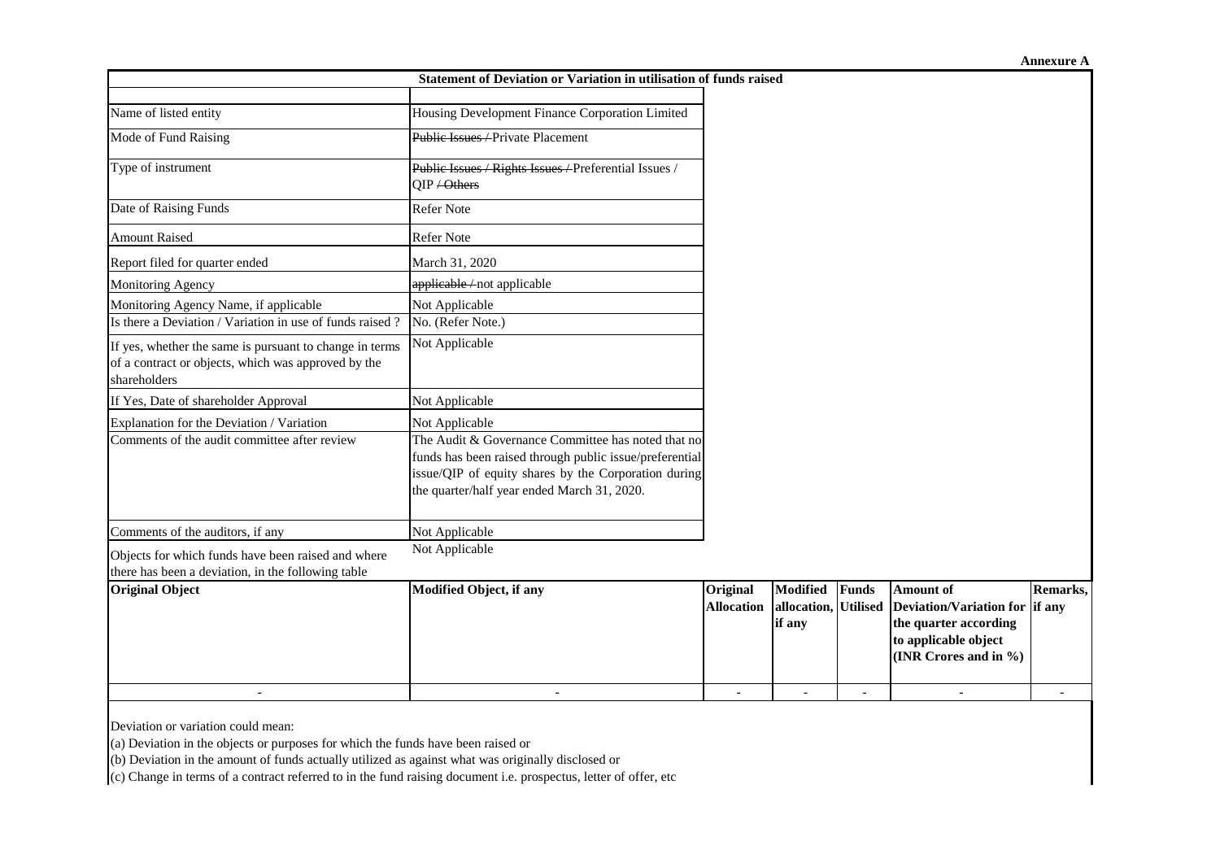**Annexure A**

## Statement of Deviation or Variation in utilisation of funds raised

| | |
|---|---|
| Name of listed entity | Housing Development Finance Corporation Limited |
| Mode of Fund Raising | ~~Public Issues /~~ Private Placement |
| Type of instrument | ~~Public Issues / Rights Issues /~~ Preferential Issues / QIP ~~/ Others~~ |
| Date of Raising Funds | Refer Note |
| Amount Raised | Refer Note |
| Report filed for quarter ended | March 31, 2020 |
| Monitoring Agency | ~~applicable /~~ not applicable |
| Monitoring Agency Name, if applicable | Not Applicable |
| Is there a Deviation / Variation in use of funds raised ? | No. (Refer Note.) |
| If yes, whether the same is pursuant to change in terms of a contract or objects, which was approved by the shareholders | Not Applicable |
| If Yes, Date of shareholder Approval | Not Applicable |
| Explanation for the Deviation / Variation | Not Applicable |
| Comments of the audit committee after review | The Audit & Governance Committee has noted that no funds has been raised through public issue/preferential issue/QIP of equity shares by the Corporation during the quarter/half year ended March 31, 2020. |
| Comments of the auditors, if any | Not Applicable |
| Objects for which funds have been raised and where there has been a deviation, in the following table | Not Applicable |

| Original Object | Modified Object, if any | Original Allocation | Modified allocation, if any | Funds Utilised | Amount of Deviation/Variation for the quarter according to applicable object (INR Crores and in %) | Remarks, if any |
|---|---|---|---|---|---|---|
| - | - | - | - | - | - | - |

Deviation or variation could mean:

(a) Deviation in the objects or purposes for which the funds have been raised or

(b) Deviation in the amount of funds actually utilized as against what was originally disclosed or

(c) Change in terms of a contract referred to in the fund raising document i.e. prospectus, letter of offer, etc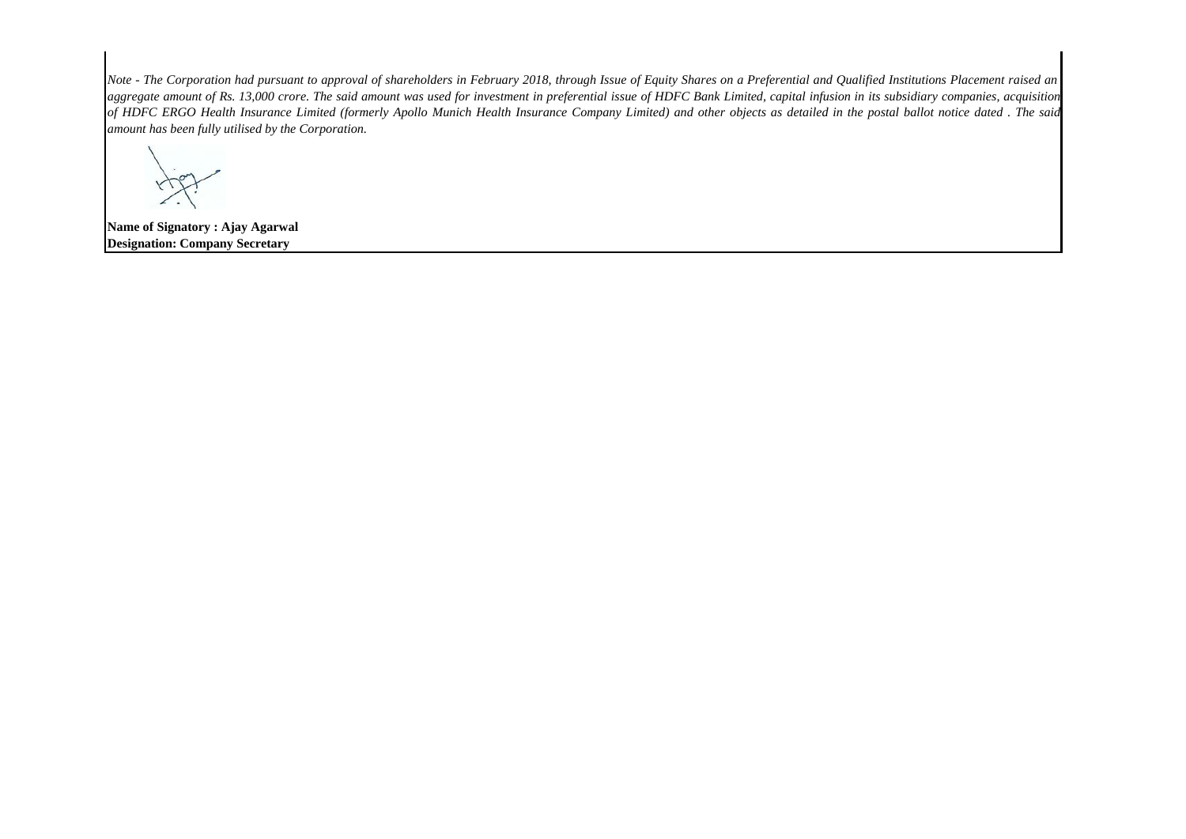*Note - The Corporation had pursuant to approval of shareholders in February 2018, through Issue of Equity Shares on a Preferential and Qualified Institutions Placement raised an aggregate amount of Rs. 13,000 crore. The said amount was used for investment in preferential issue of HDFC Bank Limited, capital infusion in its subsidiary companies, acquisition of HDFC ERGO Health Insurance Limited (formerly Apollo Munich Health Insurance Company Limited) and other objects as detailed in the postal ballot notice dated . The said amount has been fully utilised by the Corporation.*

**Name of Signatory : Ajay Agarwal**
**Designation: Company Secretary**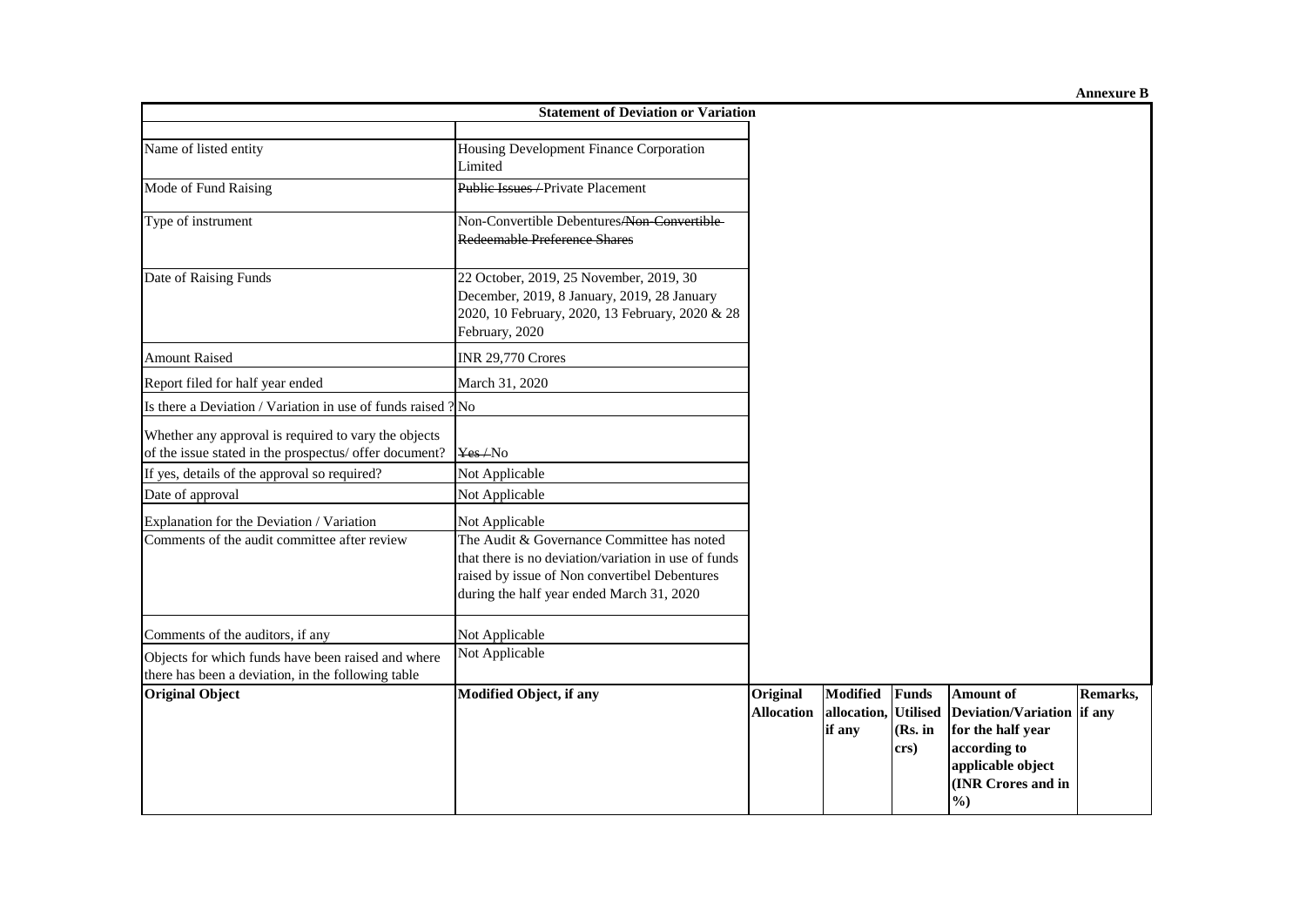**Annexure B**

| Statement of Deviation or Variation | | | | | | |
|---|---|---|---|---|---|---|
| Name of listed entity | Housing Development Finance Corporation Limited | | | | | |
| Mode of Fund Raising | ~~Public Issues /~~ Private Placement | | | | | |
| Type of instrument | Non-Convertible Debentures~~/Non-Convertible Redeemable Preference Shares~~ | | | | | |
| Date of Raising Funds | 22 October, 2019, 25 November, 2019, 30 December, 2019, 8 January, 2019, 28 January 2020, 10 February, 2020, 13 February, 2020 & 28 February, 2020 | | | | | |
| Amount Raised | INR 29,770 Crores | | | | | |
| Report filed for half year ended | March 31, 2020 | | | | | |
| Is there a Deviation / Variation in use of funds raised ? | No | | | | | |
| Whether any approval is required to vary the objects of the issue stated in the prospectus/ offer document? | ~~Yes /~~ No | | | | | |
| If yes, details of the approval so required? | Not Applicable | | | | | |
| Date of approval | Not Applicable | | | | | |
| Explanation for the Deviation / Variation | Not Applicable | | | | | |
| Comments of the audit committee after review | The Audit & Governance Committee has noted that there is no deviation/variation in use of funds raised by issue of Non convertibel Debentures during the half year ended March 31, 2020 | | | | | |
| Comments of the auditors, if any | Not Applicable | | | | | |
| Objects for which funds have been raised and where there has been a deviation, in the following table | Not Applicable | | | | | |
| **Original Object** | **Modified Object, if any** | **Original Allocation** | **Modified allocation, if any** | **Funds Utilised (Rs. in crs)** | **Amount of Deviation/Variation for the half year according to applicable object (INR Crores and in %)** | **Remarks, if any** |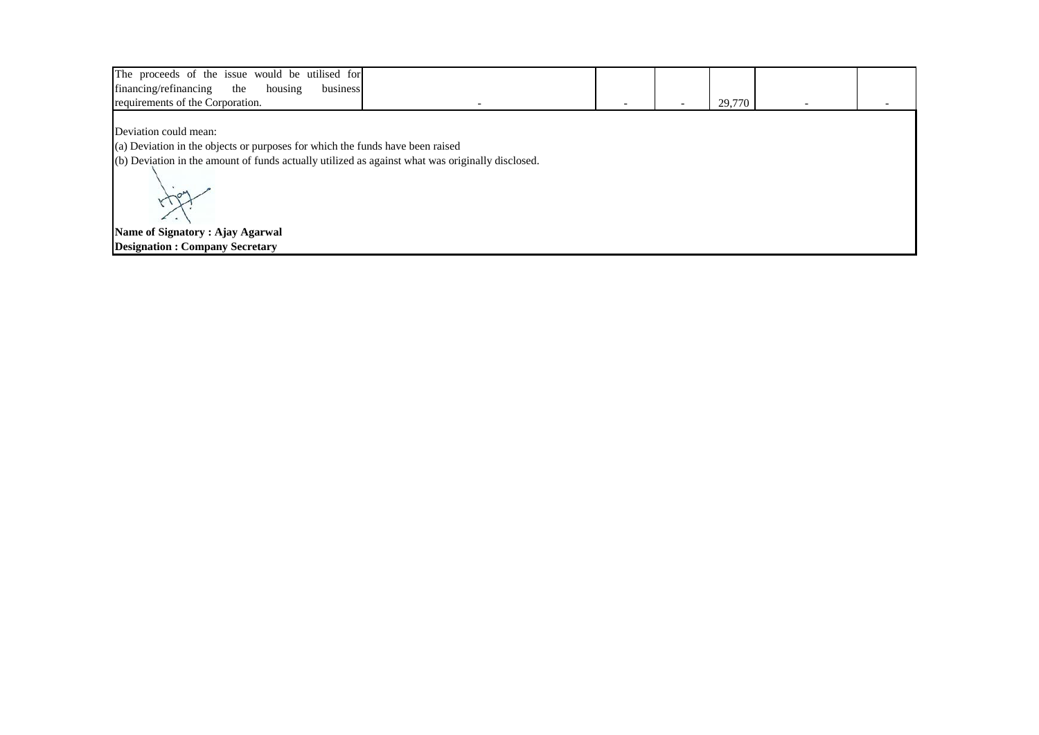| | | | | | | |
|---|---|---|---|---|---|---|
| The proceeds of the issue would be utilised for financing/refinancing the housing business requirements of the Corporation. | - | - | - | 29,770 | - | - |

Deviation could mean:

(a) Deviation in the objects or purposes for which the funds have been raised

(b) Deviation in the amount of funds actually utilized as against what was originally disclosed.

**Name of Signatory : Ajay Agarwal**

**Designation : Company Secretary**